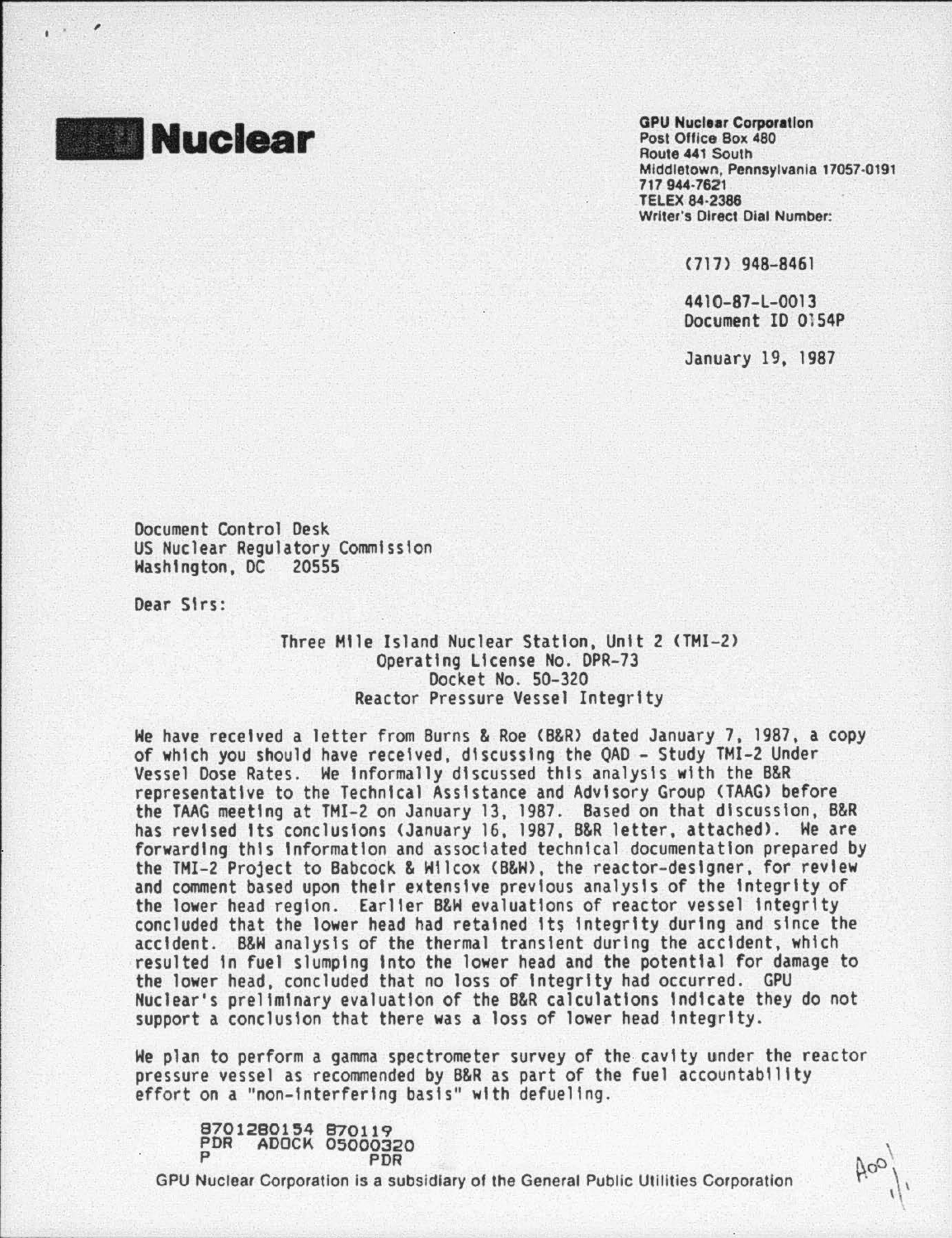**Nuclear**

**GPU Nuclear Corporation**
Post Office Box 480
Route 441 South
Middletown, Pennsylvania 17057-0191
717 944-7621
TELEX 84-2386
Writer's Direct Dial Number:

(717) 948-8461

4410-87-L-0013
Document ID 0154P

January 19, 1987

Document Control Desk
US Nuclear Regulatory Commission
Washington, DC 20555

Dear Sirs:

Three Mile Island Nuclear Station, Unit 2 (TMI-2)
Operating License No. DPR-73
Docket No. 50-320
Reactor Pressure Vessel Integrity

We have received a letter from Burns & Roe (B&R) dated January 7, 1987, a copy of which you should have received, discussing the QAD - Study TMI-2 Under Vessel Dose Rates. We informally discussed this analysis with the B&R representative to the Technical Assistance and Advisory Group (TAAG) before the TAAG meeting at TMI-2 on January 13, 1987. Based on that discussion, B&R has revised its conclusions (January 16, 1987, B&R letter, attached). We are forwarding this information and associated technical documentation prepared by the TMI-2 Project to Babcock & Wilcox (B&W), the reactor-designer, for review and comment based upon their extensive previous analysis of the integrity of the lower head region. Earlier B&W evaluations of reactor vessel integrity concluded that the lower head had retained its integrity during and since the accident. B&W analysis of the thermal transient during the accident, which resulted in fuel slumping into the lower head and the potential for damage to the lower head, concluded that no loss of integrity had occurred. GPU Nuclear's preliminary evaluation of the B&R calculations indicate they do not support a conclusion that there was a loss of lower head integrity.

We plan to perform a gamma spectrometer survey of the cavity under the reactor pressure vessel as recommended by B&R as part of the fuel accountability effort on a "non-interfering basis" with defueling.

8701280154 870119
PDR ADOCK 05000320
P PDR

GPU Nuclear Corporation is a subsidiary of the General Public Utilities Corporation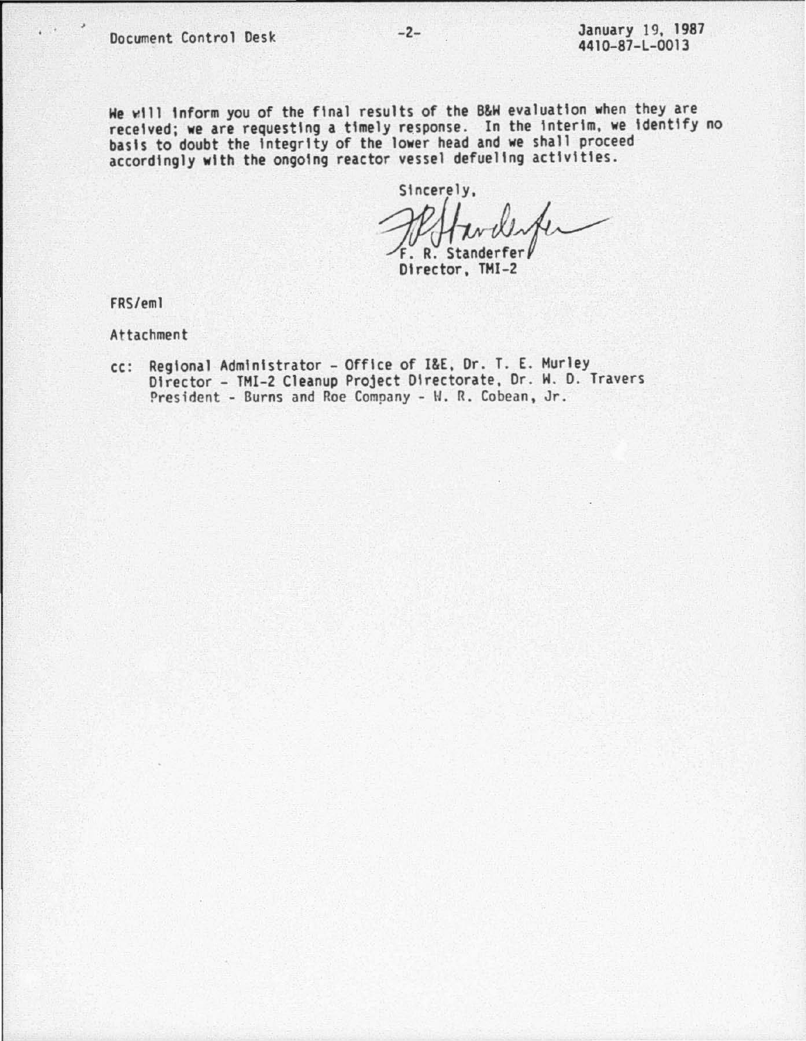We will inform you of the final results of the B&W evaluation when they are received; we are requesting a timely response. In the interim, we identify no basis to doubt the integrity of the lower head and we shall proceed accordingly with the ongoing reactor vessel defueling activities.

Sincerely,

F. R. Standerfer
Director, TMI-2

FRS/eml

Attachment

cc: Regional Administrator - Office of I&E, Dr. T. E. Murley
Director - TMI-2 Cleanup Project Directorate, Dr. W. D. Travers
President - Burns and Roe Company - W. R. Cobean, Jr.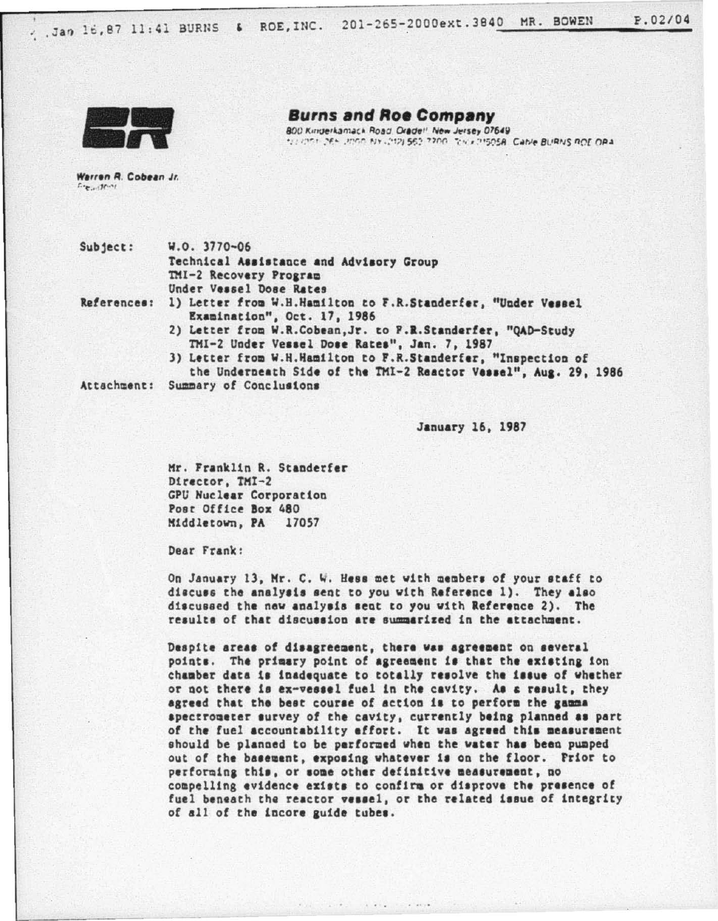**Burns and Roe Company**

800 Kinderkamack Road Oradell New Jersey 07649

Cable BURNS ROE ORA

Warren R. Cobean Jr.
President

Subject: W.O. 3770-06
Technical Assistance and Advisory Group
TMI-2 Recovery Program
Under Vessel Dose Rates

References: 1) Letter from W.H.Hamilton to F.R.Standerfer, "Under Vessel Examination", Oct. 17, 1986
2) Letter from W.R.Cobean,Jr. to F.R.Standerfer, "QAD-Study TMI-2 Under Vessel Dose Rates", Jan. 7, 1987
3) Letter from W.H.Hamilton to F.R.Standerfer, "Inspection of the Underneath Side of the TMI-2 Reactor Vessel", Aug. 29, 1986

Attachment: Summary of Conclusions

January 16, 1987

Mr. Franklin R. Standerfer
Director, TMI-2
GPU Nuclear Corporation
Post Office Box 480
Middletown, PA 17057

Dear Frank:

On January 13, Mr. C. W. Hess met with members of your staff to discuss the analysis sent to you with Reference 1). They also discussed the new analysis sent to you with Reference 2). The results of that discussion are summarized in the attachment.

Despite areas of disagreement, there was agreement on several points. The primary point of agreement is that the existing ion chamber data is inadequate to totally resolve the issue of whether or not there is ex-vessel fuel in the cavity. As a result, they agreed that the best course of action is to perform the gamma spectrometer survey of the cavity, currently being planned as part of the fuel accountability effort. It was agreed this measurement should be planned to be performed when the water has been pumped out of the basement, exposing whatever is on the floor. Prior to performing this, or some other definitive measurement, no compelling evidence exists to confirm or disprove the presence of fuel beneath the reactor vessel, or the related issue of integrity of all of the incore guide tubes.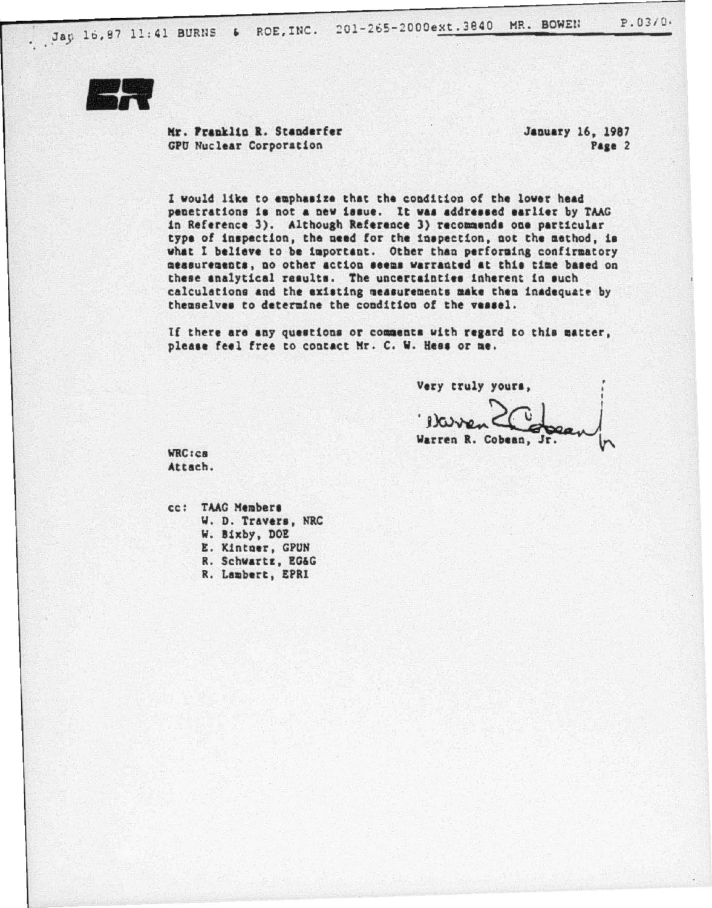Mr. Franklin R. Standerfer
GPU Nuclear Corporation

January 16, 1987
Page 2

I would like to emphasize that the condition of the lower head penetrations is not a new issue. It was addressed earlier by TAAG in Reference 3). Although Reference 3) recommends one particular type of inspection, the need for the inspection, not the method, is what I believe to be important. Other than performing confirmatory measurements, no other action seems warranted at this time based on these analytical results. The uncertainties inherent in such calculations and the existing measurements make them inadequate by themselves to determine the condition of the vessel.

If there are any questions or comments with regard to this matter, please feel free to contact Mr. C. W. Hess or me.

Very truly yours,

Warren R. Cobean, Jr.

WRC:ca
Attach.

cc: TAAG Members
W. D. Travers, NRC
W. Bixby, DOE
E. Kintner, GPUN
R. Schwartz, EG&G
R. Lambert, EPRI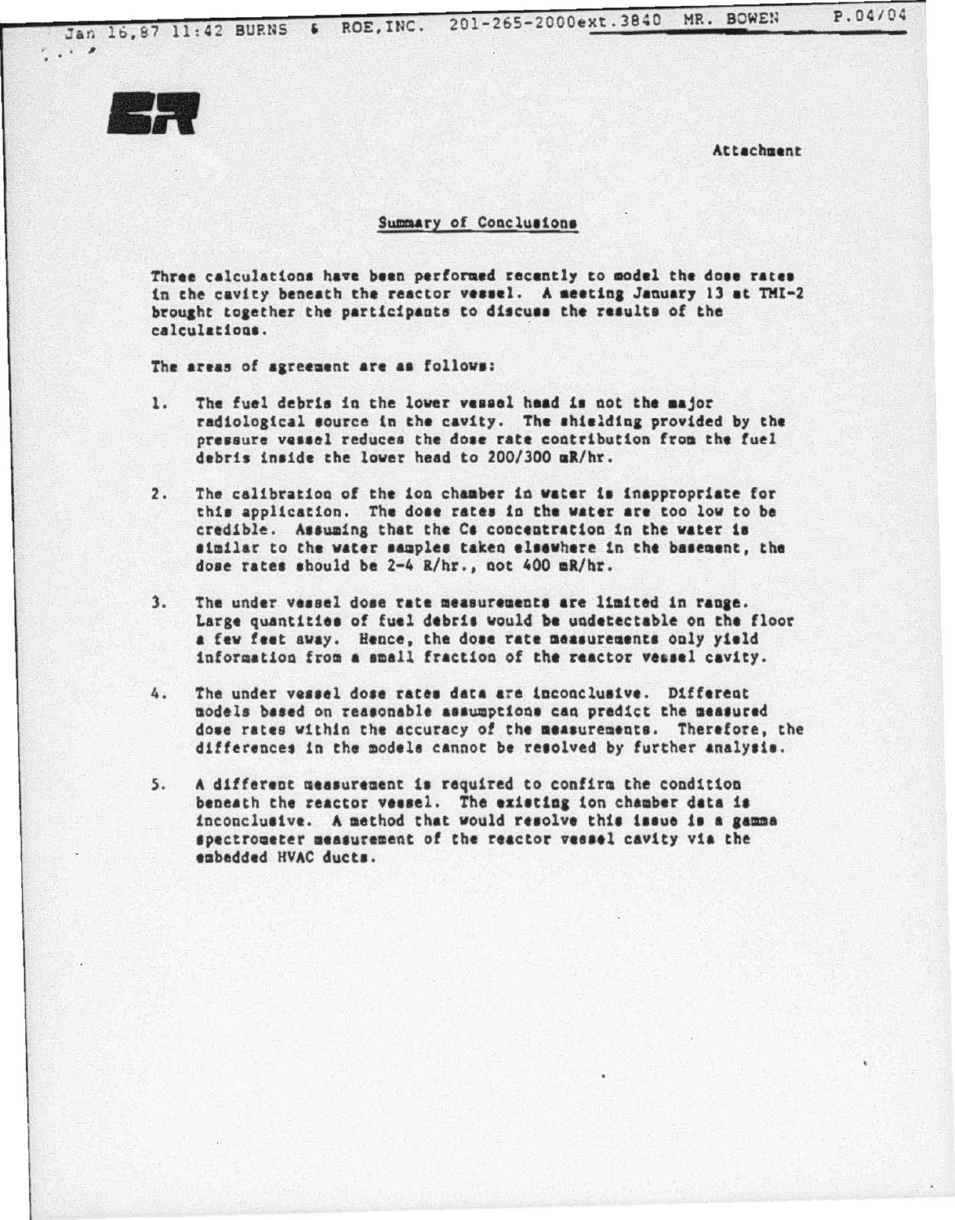Attachment

## Summary of Conclusions

Three calculations have been performed recently to model the dose rates in the cavity beneath the reactor vessel. A meeting January 13 at TMI-2 brought together the participants to discuss the results of the calculations.

The areas of agreement are as follows:

1. The fuel debris in the lower vessel head is not the major radiological source in the cavity. The shielding provided by the pressure vessel reduces the dose rate contribution from the fuel debris inside the lower head to 200/300 mR/hr.

2. The calibration of the ion chamber in water is inappropriate for this application. The dose rates in the water are too low to be credible. Assuming that the Cs concentration in the water is similar to the water samples taken elsewhere in the basement, the dose rates should be 2-4 R/hr., not 400 mR/hr.

3. The under vessel dose rate measurements are limited in range. Large quantities of fuel debris would be undetectable on the floor a few feet away. Hence, the dose rate measurements only yield information from a small fraction of the reactor vessel cavity.

4. The under vessel dose rates data are inconclusive. Different models based on reasonable assumptions can predict the measured dose rates within the accuracy of the measurements. Therefore, the differences in the models cannot be resolved by further analysis.

5. A different measurement is required to confirm the condition beneath the reactor vessel. The existing ion chamber data is inconclusive. A method that would resolve this issue is a gamma spectrometer measurement of the reactor vessel cavity via the embedded HVAC ducts.